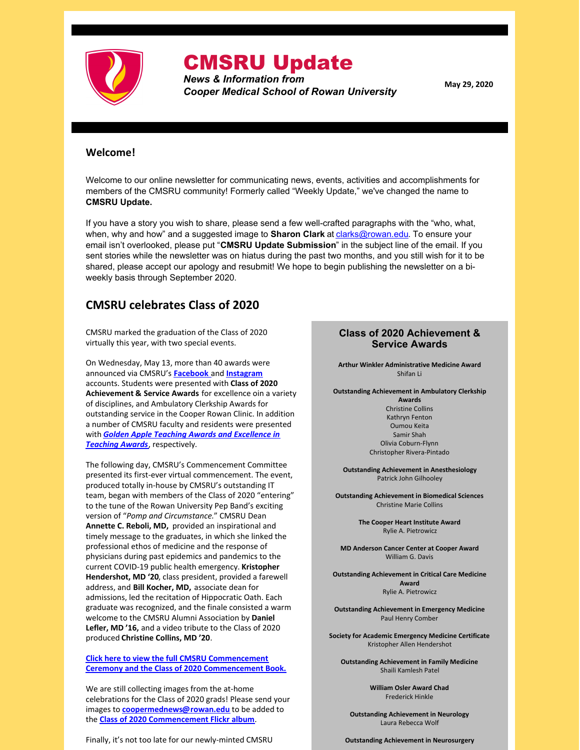# CMSRU Update

***News & Information from Cooper Medical School of Rowan University***

**May 29, 2020**

## Welcome!

Welcome to our online newsletter for communicating news, events, activities and accomplishments for members of the CMSRU community! Formerly called "Weekly Update," we've changed the name to **CMSRU Update.**

If you have a story you wish to share, please send a few well-crafted paragraphs with the "who, what, when, why and how" and a suggested image to **Sharon Clark** at clarks@rowan.edu. To ensure your email isn't overlooked, please put "**CMSRU Update Submission**" in the subject line of the email. If you sent stories while the newsletter was on hiatus during the past two months, and you still wish for it to be shared, please accept our apology and resubmit! We hope to begin publishing the newsletter on a bi-weekly basis through September 2020.

## CMSRU celebrates Class of 2020

CMSRU marked the graduation of the Class of 2020 virtually this year, with two special events.

On Wednesday, May 13, more than 40 awards were announced via CMSRU's **Facebook** and **Instagram** accounts. Students were presented with **Class of 2020 Achievement & Service Awards** for excellence oin a variety of disciplines, and Ambulatory Clerkship Awards for outstanding service in the Cooper Rowan Clinic. In addition a number of CMSRU faculty and residents were presented with ***Golden Apple Teaching Awards and Excellence in Teaching Awards***, respectively.

The following day, CMSRU's Commencement Committee presented its first-ever virtual commencement. The event, produced totally in-house by CMSRU's outstanding IT team, began with members of the Class of 2020 "entering" to the tune of the Rowan University Pep Band's exciting version of "*Pomp and Circumstance.*" CMSRU Dean **Annette C. Reboli, MD,** provided an inspirational and timely message to the graduates, in which she linked the professional ethos of medicine and the response of physicians during past epidemics and pandemics to the current COVID-19 public health emergency. **Kristopher Hendershot, MD '20**, class president, provided a farewell address, and **Bill Kocher, MD,** associate dean for admissions, led the recitation of Hippocratic Oath. Each graduate was recognized, and the finale consisted a warm welcome to the CMSRU Alumni Association by **Daniel Lefler, MD '16,** and a video tribute to the Class of 2020 produced **Christine Collins, MD '20**.

**Click here to view the full CMSRU Commencement Ceremony and the Class of 2020 Commencement Book.**

We are still collecting images from the at-home celebrations for the Class of 2020 grads! Please send your images to **coopermednews@rowan.edu** to be added to the **Class of 2020 Commencement Flickr album**.

Finally, it's not too late for our newly-minted CMSRU

### Class of 2020 Achievement & Service Awards

**Arthur Winkler Administrative Medicine Award**
Shifan Li

**Outstanding Achievement in Ambulatory Clerkship Awards**
Christine Collins
Kathryn Fenton
Oumou Keita
Samir Shah
Olivia Coburn-Flynn
Christopher Rivera-Pintado

**Outstanding Achievement in Anesthesiology**
Patrick John Gilhooley

**Outstanding Achievement in Biomedical Sciences**
Christine Marie Collins

**The Cooper Heart Institute Award**
Rylie A. Pietrowicz

**MD Anderson Cancer Center at Cooper Award**
William G. Davis

**Outstanding Achievement in Critical Care Medicine Award**
Rylie A. Pietrowicz

**Outstanding Achievement in Emergency Medicine**
Paul Henry Comber

**Society for Academic Emergency Medicine Certificate**
Kristopher Allen Hendershot

**Outstanding Achievement in Family Medicine**
Shaili Kamlesh Patel

**William Osler Award Chad**
Frederick Hinkle

**Outstanding Achievement in Neurology**
Laura Rebecca Wolf

**Outstanding Achievement in Neurosurgery**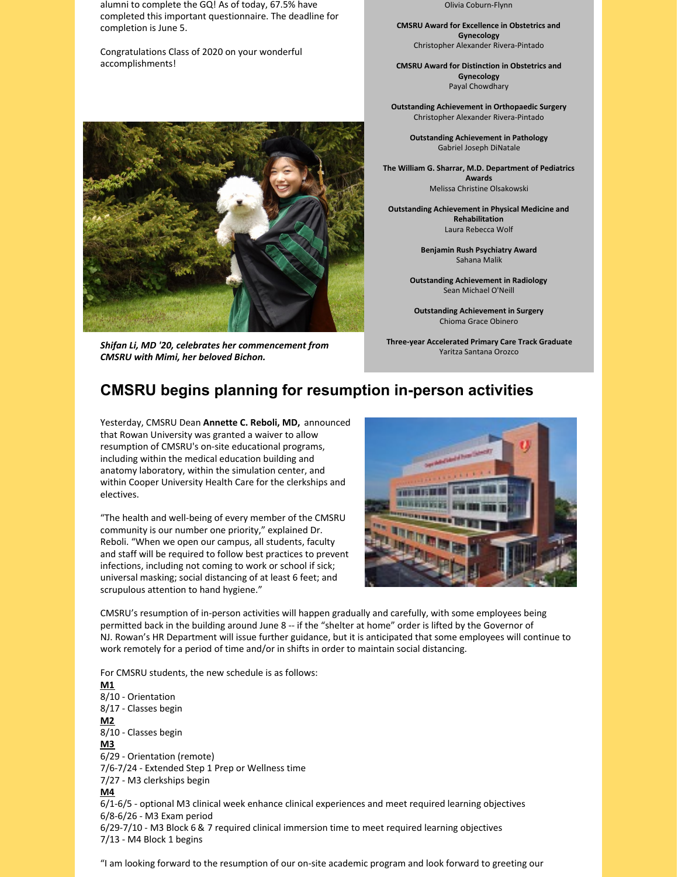alumni to complete the GQ! As of today, 67.5% have completed this important questionnaire. The deadline for completion is June 5.

Congratulations Class of 2020 on your wonderful accomplishments!

***Shifan Li, MD '20, celebrates her commencement from CMSRU with Mimi, her beloved Bichon.***

Olivia Coburn-Flynn

**CMSRU Award for Excellence in Obstetrics and Gynecology**
Christopher Alexander Rivera-Pintado

**CMSRU Award for Distinction in Obstetrics and Gynecology**
Payal Chowdhary

**Outstanding Achievement in Orthopaedic Surgery**
Christopher Alexander Rivera-Pintado

**Outstanding Achievement in Pathology**
Gabriel Joseph DiNatale

**The William G. Sharrar, M.D. Department of Pediatrics Awards**
Melissa Christine Olsakowski

**Outstanding Achievement in Physical Medicine and Rehabilitation**
Laura Rebecca Wolf

**Benjamin Rush Psychiatry Award**
Sahana Malik

**Outstanding Achievement in Radiology**
Sean Michael O'Neill

**Outstanding Achievement in Surgery**
Chioma Grace Obinero

**Three-year Accelerated Primary Care Track Graduate**
Yaritza Santana Orozco

## CMSRU begins planning for resumption in-person activities

Yesterday, CMSRU Dean **Annette C. Reboli, MD,** announced that Rowan University was granted a waiver to allow resumption of CMSRU's on-site educational programs, including within the medical education building and anatomy laboratory, within the simulation center, and within Cooper University Health Care for the clerkships and electives.

"The health and well-being of every member of the CMSRU community is our number one priority," explained Dr. Reboli. "When we open our campus, all students, faculty and staff will be required to follow best practices to prevent infections, including not coming to work or school if sick; universal masking; social distancing of at least 6 feet; and scrupulous attention to hand hygiene."

CMSRU's resumption of in-person activities will happen gradually and carefully, with some employees being permitted back in the building around June 8 -- if the "shelter at home" order is lifted by the Governor of NJ. Rowan's HR Department will issue further guidance, but it is anticipated that some employees will continue to work remotely for a period of time and/or in shifts in order to maintain social distancing.

For CMSRU students, the new schedule is as follows:

**M1**
8/10 - Orientation
8/17 - Classes begin

**M2**
8/10 - Classes begin

**M3**
6/29 - Orientation (remote)
7/6-7/24 - Extended Step 1 Prep or Wellness time
7/27 - M3 clerkships begin

**M4**
6/1-6/5 - optional M3 clinical week enhance clinical experiences and meet required learning objectives
6/8-6/26 - M3 Exam period
6/29-7/10 - M3 Block 6 & 7 required clinical immersion time to meet required learning objectives
7/13 - M4 Block 1 begins

"I am looking forward to the resumption of our on-site academic program and look forward to greeting our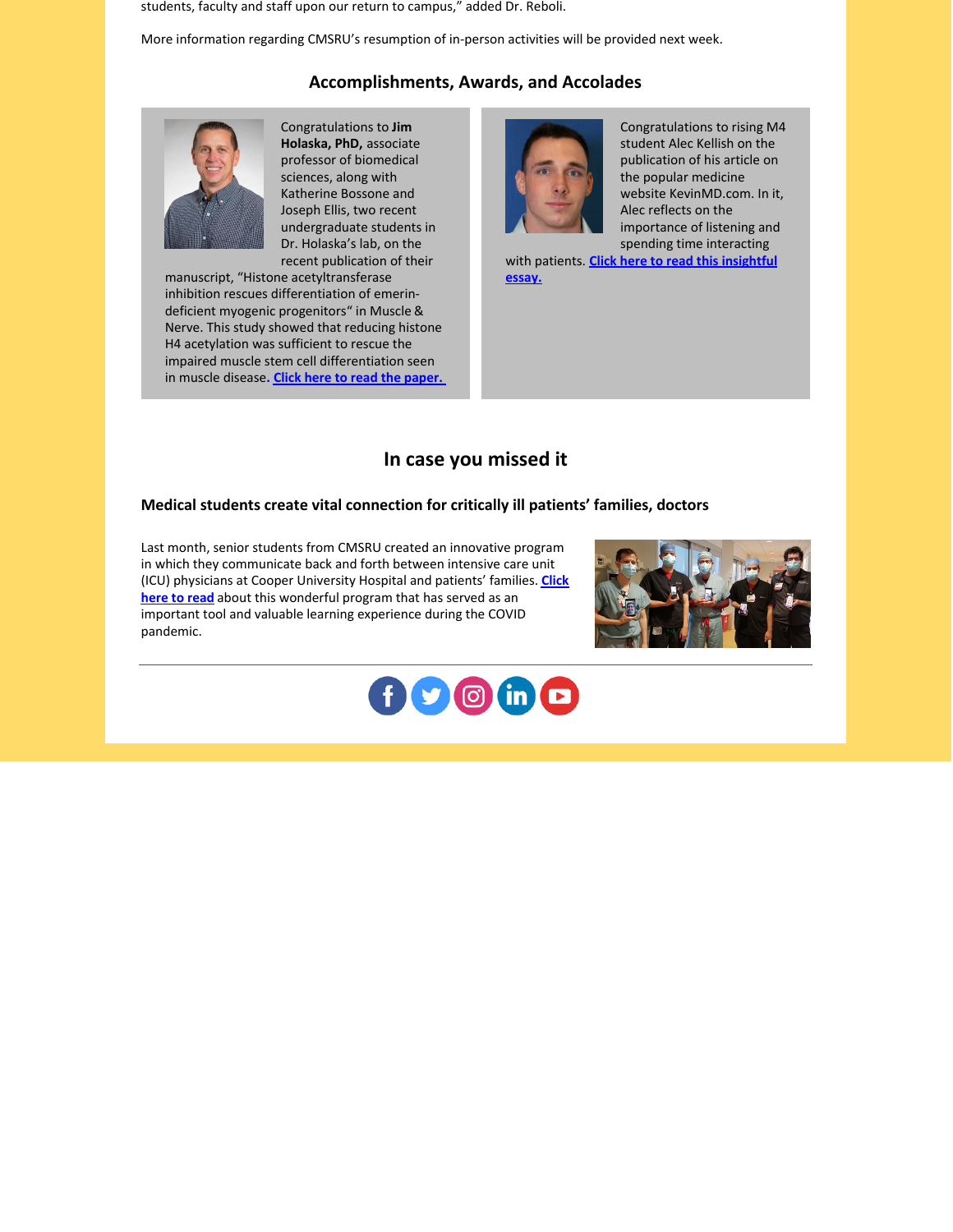students, faculty and staff upon our return to campus," added Dr. Reboli.

More information regarding CMSRU's resumption of in-person activities will be provided next week.

## Accomplishments, Awards, and Accolades

Congratulations to **Jim Holaska, PhD,** associate professor of biomedical sciences, along with Katherine Bossone and Joseph Ellis, two recent undergraduate students in Dr. Holaska's lab, on the recent publication of their manuscript, "Histone acetyltransferase inhibition rescues differentiation of emerin-deficient myogenic progenitors" in Muscle & Nerve. This study showed that reducing histone H4 acetylation was sufficient to rescue the impaired muscle stem cell differentiation seen in muscle disease. **Click here to read the paper.**

Congratulations to rising M4 student Alec Kellish on the publication of his article on the popular medicine website KevinMD.com. In it, Alec reflects on the importance of listening and spending time interacting with patients. **Click here to read this insightful essay.**

## In case you missed it

### Medical students create vital connection for critically ill patients' families, doctors

Last month, senior students from CMSRU created an innovative program in which they communicate back and forth between intensive care unit (ICU) physicians at Cooper University Hospital and patients' families. **Click here to read** about this wonderful program that has served as an important tool and valuable learning experience during the COVID pandemic.